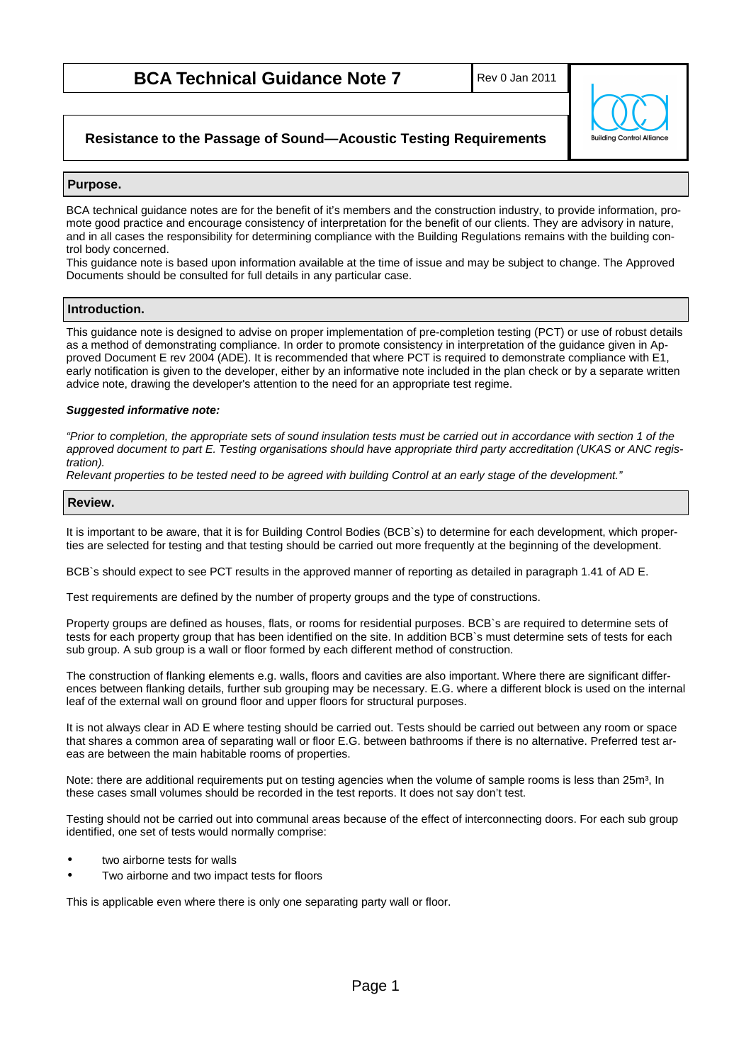# BCA Technical Guidance Note 7

Rev 0 Jan 2011

## Resistance to the Passage of Sound—Acoustic Testing Requirements

### Purpose.

BCA technical guidance notes are for the benefit of it's members and the construction industry, to provide information, promote good practice and encourage consistency of interpretation for the benefit of our clients. They are advisory in nature, and in all cases the responsibility for determining compliance with the Building Regulations remains with the building control body concerned.
This guidance note is based upon information available at the time of issue and may be subject to change. The Approved Documents should be consulted for full details in any particular case.

### Introduction.

This guidance note is designed to advise on proper implementation of pre-completion testing (PCT) or use of robust details as a method of demonstrating compliance. In order to promote consistency in interpretation of the guidance given in Approved Document E rev 2004 (ADE). It is recommended that where PCT is required to demonstrate compliance with E1, early notification is given to the developer, either by an informative note included in the plan check or by a separate written advice note, drawing the developer's attention to the need for an appropriate test regime.

***Suggested informative note:***

*"Prior to completion, the appropriate sets of sound insulation tests must be carried out in accordance with section 1 of the approved document to part E. Testing organisations should have appropriate third party accreditation (UKAS or ANC registration).*
*Relevant properties to be tested need to be agreed with building Control at an early stage of the development."*

### Review.

It is important to be aware, that it is for Building Control Bodies (BCB`s) to determine for each development, which properties are selected for testing and that testing should be carried out more frequently at the beginning of the development.

BCB`s should expect to see PCT results in the approved manner of reporting as detailed in paragraph 1.41 of AD E.

Test requirements are defined by the number of property groups and the type of constructions.

Property groups are defined as houses, flats, or rooms for residential purposes. BCB`s are required to determine sets of tests for each property group that has been identified on the site. In addition BCB`s must determine sets of tests for each sub group. A sub group is a wall or floor formed by each different method of construction.

The construction of flanking elements e.g. walls, floors and cavities are also important. Where there are significant differences between flanking details, further sub grouping may be necessary. E.G. where a different block is used on the internal leaf of the external wall on ground floor and upper floors for structural purposes.

It is not always clear in AD E where testing should be carried out. Tests should be carried out between any room or space that shares a common area of separating wall or floor E.G. between bathrooms if there is no alternative. Preferred test areas are between the main habitable rooms of properties.

Note: there are additional requirements put on testing agencies when the volume of sample rooms is less than 25m$^3$, In these cases small volumes should be recorded in the test reports. It does not say don't test.

Testing should not be carried out into communal areas because of the effect of interconnecting doors. For each sub group identified, one set of tests would normally comprise:

- two airborne tests for walls
- Two airborne and two impact tests for floors

This is applicable even where there is only one separating party wall or floor.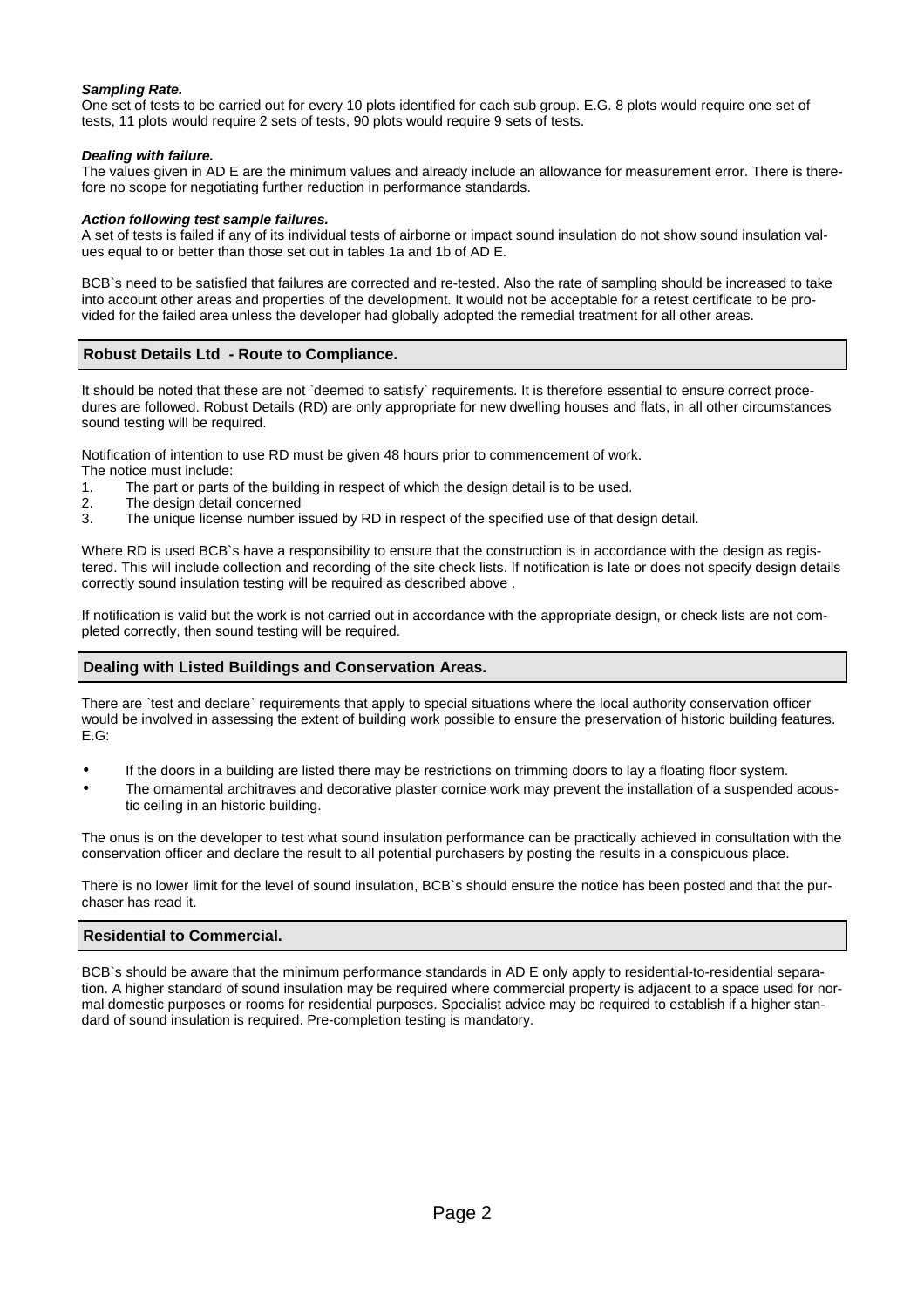***Sampling Rate.***

One set of tests to be carried out for every 10 plots identified for each sub group. E.G. 8 plots would require one set of tests, 11 plots would require 2 sets of tests, 90 plots would require 9 sets of tests.

***Dealing with failure.***

The values given in AD E are the minimum values and already include an allowance for measurement error. There is therefore no scope for negotiating further reduction in performance standards.

***Action following test sample failures.***

A set of tests is failed if any of its individual tests of airborne or impact sound insulation do not show sound insulation values equal to or better than those set out in tables 1a and 1b of AD E.

BCB`s need to be satisfied that failures are corrected and re-tested. Also the rate of sampling should be increased to take into account other areas and properties of the development. It would not be acceptable for a retest certificate to be provided for the failed area unless the developer had globally adopted the remedial treatment for all other areas.

## Robust Details Ltd - Route to Compliance.

It should be noted that these are not `deemed to satisfy` requirements. It is therefore essential to ensure correct procedures are followed. Robust Details (RD) are only appropriate for new dwelling houses and flats, in all other circumstances sound testing will be required.

Notification of intention to use RD must be given 48 hours prior to commencement of work.
The notice must include:

1. The part or parts of the building in respect of which the design detail is to be used.
2. The design detail concerned
3. The unique license number issued by RD in respect of the specified use of that design detail.

Where RD is used BCB`s have a responsibility to ensure that the construction is in accordance with the design as registered. This will include collection and recording of the site check lists. If notification is late or does not specify design details correctly sound insulation testing will be required as described above .

If notification is valid but the work is not carried out in accordance with the appropriate design, or check lists are not completed correctly, then sound testing will be required.

## Dealing with Listed Buildings and Conservation Areas.

There are `test and declare` requirements that apply to special situations where the local authority conservation officer would be involved in assessing the extent of building work possible to ensure the preservation of historic building features. E.G:

- If the doors in a building are listed there may be restrictions on trimming doors to lay a floating floor system.
- The ornamental architraves and decorative plaster cornice work may prevent the installation of a suspended acoustic ceiling in an historic building.

The onus is on the developer to test what sound insulation performance can be practically achieved in consultation with the conservation officer and declare the result to all potential purchasers by posting the results in a conspicuous place.

There is no lower limit for the level of sound insulation, BCB`s should ensure the notice has been posted and that the purchaser has read it.

## Residential to Commercial.

BCB`s should be aware that the minimum performance standards in AD E only apply to residential-to-residential separation. A higher standard of sound insulation may be required where commercial property is adjacent to a space used for normal domestic purposes or rooms for residential purposes. Specialist advice may be required to establish if a higher standard of sound insulation is required. Pre-completion testing is mandatory.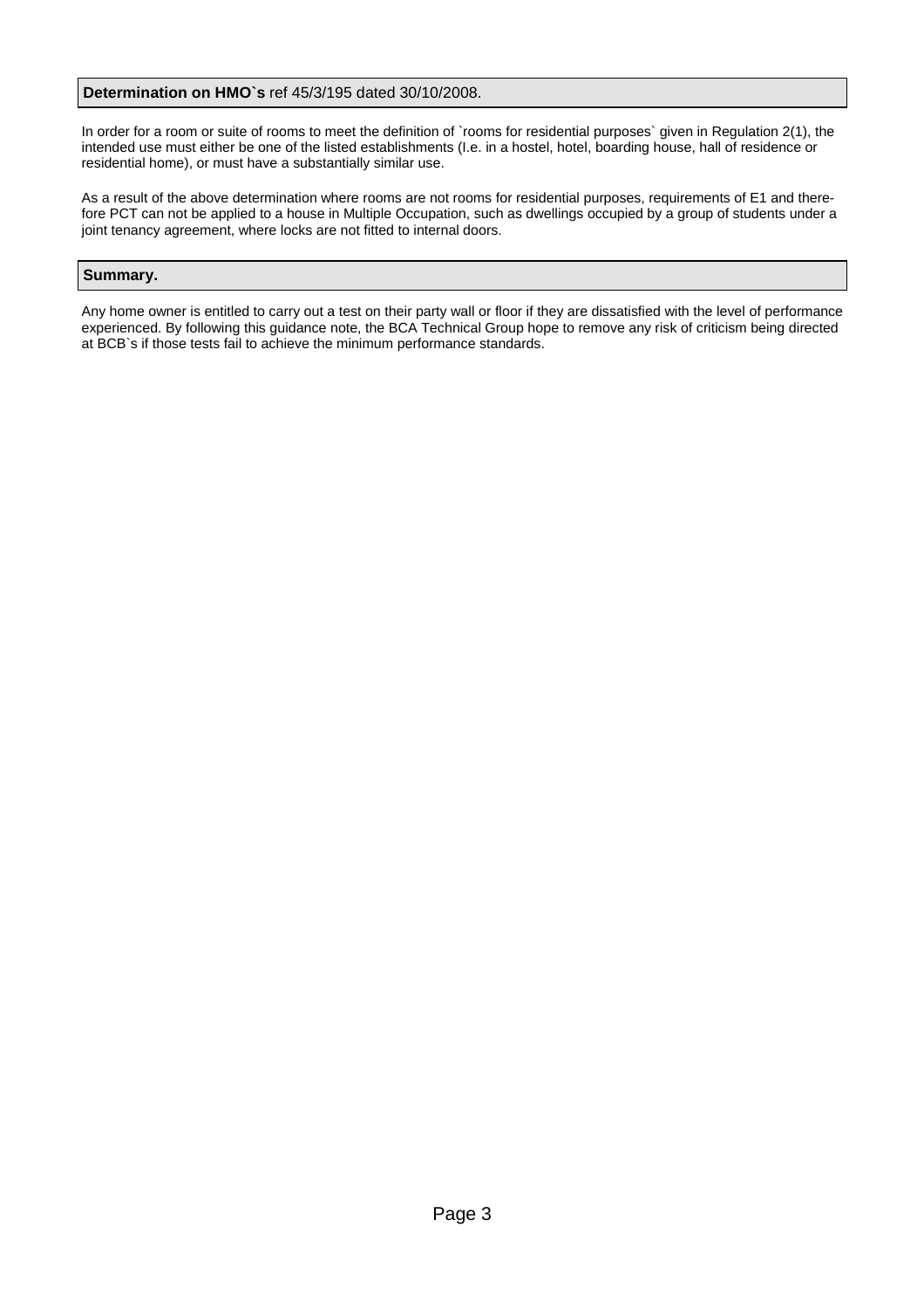## **Determination on HMO`s** ref 45/3/195 dated 30/10/2008.

In order for a room or suite of rooms to meet the definition of `rooms for residential purposes` given in Regulation 2(1), the intended use must either be one of the listed establishments (I.e. in a hostel, hotel, boarding house, hall of residence or residential home), or must have a substantially similar use.

As a result of the above determination where rooms are not rooms for residential purposes, requirements of E1 and therefore PCT can not be applied to a house in Multiple Occupation, such as dwellings occupied by a group of students under a joint tenancy agreement, where locks are not fitted to internal doors.

## **Summary.**

Any home owner is entitled to carry out a test on their party wall or floor if they are dissatisfied with the level of performance experienced. By following this guidance note, the BCA Technical Group hope to remove any risk of criticism being directed at BCB`s if those tests fail to achieve the minimum performance standards.